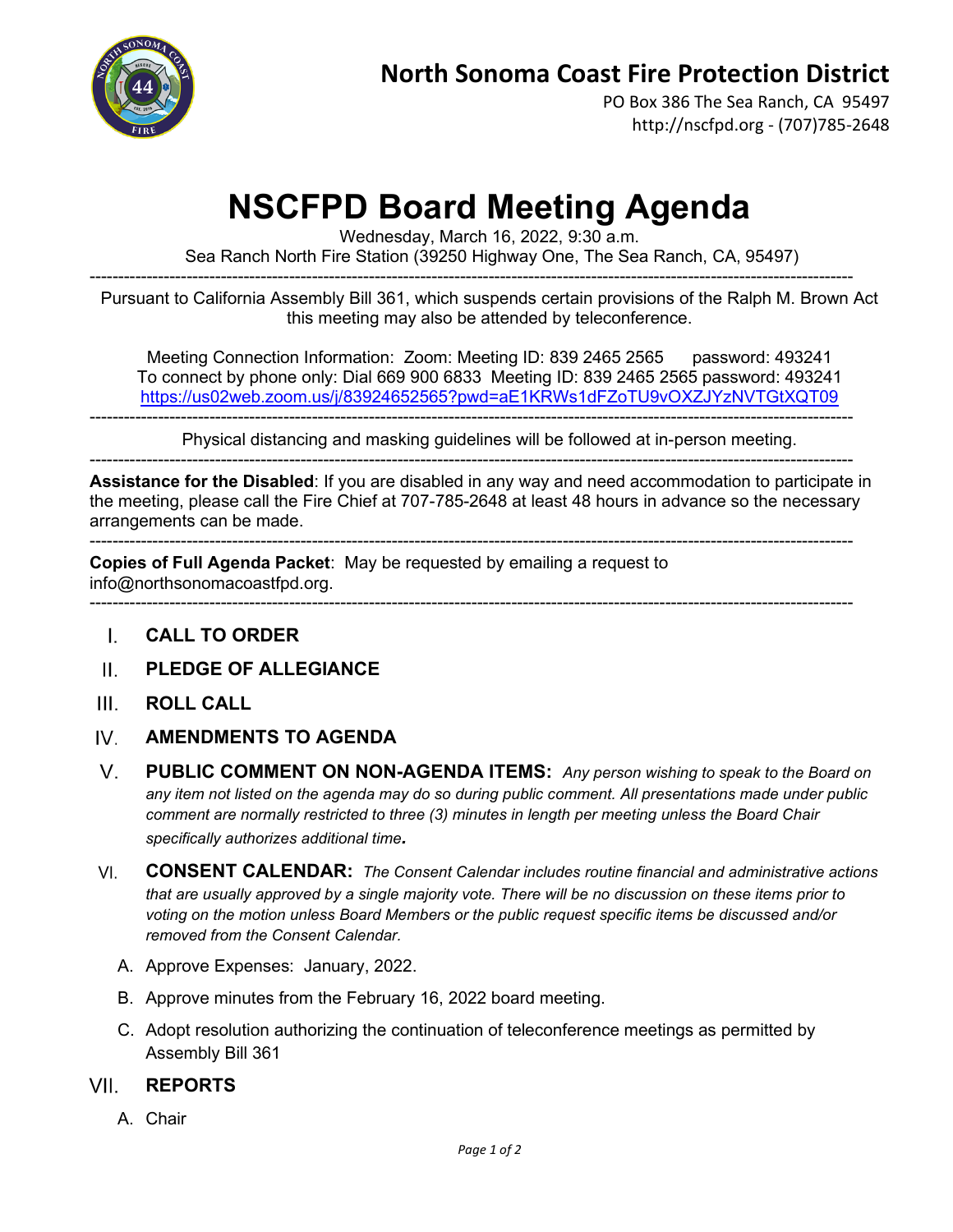# North Sonoma Coast Fire Protection District

PO Box 386 The Sea Ranch, CA 95497
http://nscfpd.org - (707)785-2648

# NSCFPD Board Meeting Agenda

Wednesday, March 16, 2022, 9:30 a.m.
Sea Ranch North Fire Station (39250 Highway One, The Sea Ranch, CA, 95497)

---

Pursuant to California Assembly Bill 361, which suspends certain provisions of the Ralph M. Brown Act this meeting may also be attended by teleconference.

Meeting Connection Information: Zoom: Meeting ID: 839 2465 2565 password: 493241
To connect by phone only: Dial 669 900 6833 Meeting ID: 839 2465 2565 password: 493241
https://us02web.zoom.us/j/83924652565?pwd=aE1KRWs1dFZoTU9vOXZJYzNVTGtXQT09

---

Physical distancing and masking guidelines will be followed at in-person meeting.

---

**Assistance for the Disabled**: If you are disabled in any way and need accommodation to participate in the meeting, please call the Fire Chief at 707-785-2648 at least 48 hours in advance so the necessary arrangements can be made.

---

**Copies of Full Agenda Packet**: May be requested by emailing a request to info@northsonomacoastfpd.org.

---

I. **CALL TO ORDER**

II. **PLEDGE OF ALLEGIANCE**

III. **ROLL CALL**

IV. **AMENDMENTS TO AGENDA**

V. **PUBLIC COMMENT ON NON-AGENDA ITEMS:** *Any person wishing to speak to the Board on any item not listed on the agenda may do so during public comment. All presentations made under public comment are normally restricted to three (3) minutes in length per meeting unless the Board Chair specifically authorizes additional time.*

VI. **CONSENT CALENDAR:** *The Consent Calendar includes routine financial and administrative actions that are usually approved by a single majority vote. There will be no discussion on these items prior to voting on the motion unless Board Members or the public request specific items be discussed and/or removed from the Consent Calendar.*

   A. Approve Expenses: January, 2022.

   B. Approve minutes from the February 16, 2022 board meeting.

   C. Adopt resolution authorizing the continuation of teleconference meetings as permitted by Assembly Bill 361

VII. **REPORTS**

   A. Chair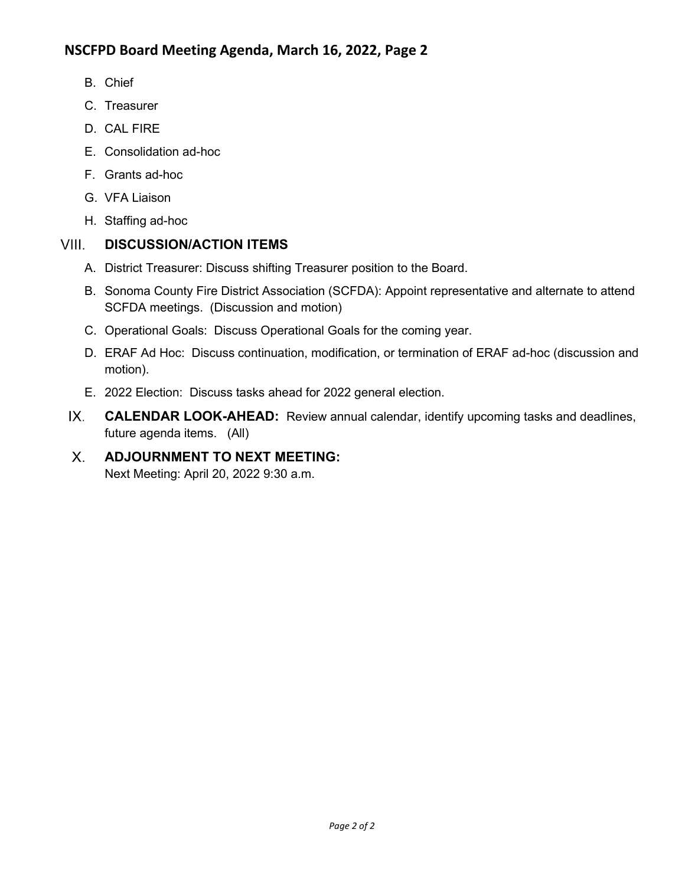B. Chief
C. Treasurer
D. CAL FIRE
E. Consolidation ad-hoc
F. Grants ad-hoc
G. VFA Liaison
H. Staffing ad-hoc

## VIII. DISCUSSION/ACTION ITEMS

A. District Treasurer: Discuss shifting Treasurer position to the Board.
B. Sonoma County Fire District Association (SCFDA): Appoint representative and alternate to attend SCFDA meetings. (Discussion and motion)
C. Operational Goals: Discuss Operational Goals for the coming year.
D. ERAF Ad Hoc: Discuss continuation, modification, or termination of ERAF ad-hoc (discussion and motion).
E. 2022 Election: Discuss tasks ahead for 2022 general election.

## IX. CALENDAR LOOK-AHEAD:

Review annual calendar, identify upcoming tasks and deadlines, future agenda items. (All)

## X. ADJOURNMENT TO NEXT MEETING:

Next Meeting: April 20, 2022 9:30 a.m.